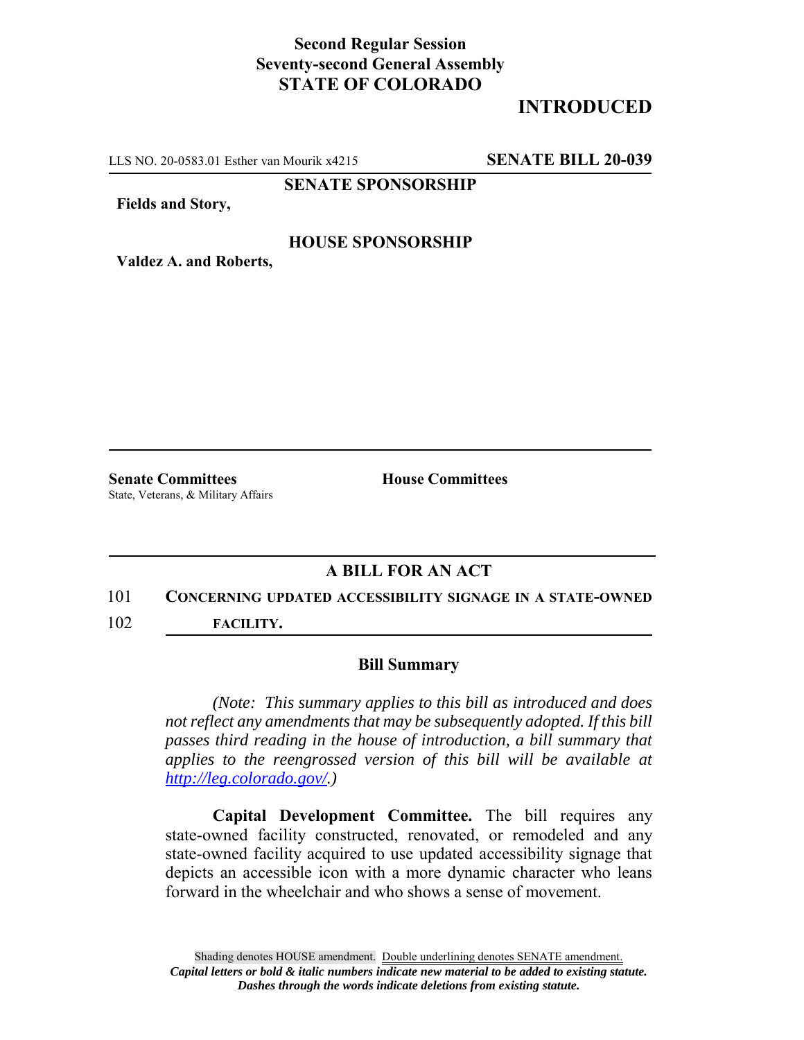**Second Regular Session**
**Seventy-second General Assembly**
**STATE OF COLORADO**

# INTRODUCED

LLS NO. 20-0583.01 Esther van Mourik x4215 **SENATE BILL 20-039**

**SENATE SPONSORSHIP**

**Fields and Story,**

**HOUSE SPONSORSHIP**

**Valdez A. and Roberts,**

**Senate Committees**
State, Veterans, & Military Affairs

**House Committees**

## A BILL FOR AN ACT

101 **CONCERNING UPDATED ACCESSIBILITY SIGNAGE IN A STATE-OWNED**
102 **FACILITY.**

### Bill Summary

*(Note: This summary applies to this bill as introduced and does not reflect any amendments that may be subsequently adopted. If this bill passes third reading in the house of introduction, a bill summary that applies to the reengrossed version of this bill will be available at http://leg.colorado.gov/.)*

**Capital Development Committee.** The bill requires any state-owned facility constructed, renovated, or remodeled and any state-owned facility acquired to use updated accessibility signage that depicts an accessible icon with a more dynamic character who leans forward in the wheelchair and who shows a sense of movement.

Shading denotes HOUSE amendment. Double underlining denotes SENATE amendment.
*Capital letters or bold & italic numbers indicate new material to be added to existing statute.*
*Dashes through the words indicate deletions from existing statute.*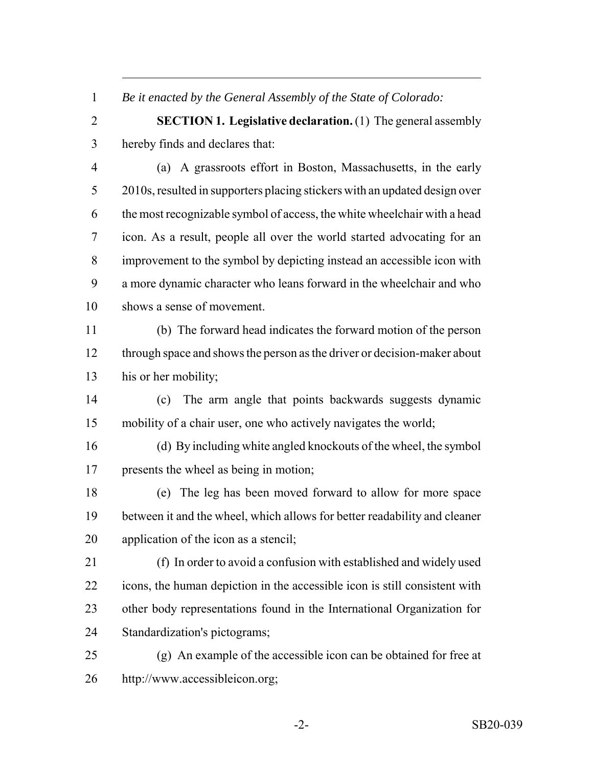*Be it enacted by the General Assembly of the State of Colorado:*

**SECTION 1. Legislative declaration.** (1) The general assembly hereby finds and declares that:

(a) A grassroots effort in Boston, Massachusetts, in the early 2010s, resulted in supporters placing stickers with an updated design over the most recognizable symbol of access, the white wheelchair with a head icon. As a result, people all over the world started advocating for an improvement to the symbol by depicting instead an accessible icon with a more dynamic character who leans forward in the wheelchair and who shows a sense of movement.

(b) The forward head indicates the forward motion of the person through space and shows the person as the driver or decision-maker about his or her mobility;

(c) The arm angle that points backwards suggests dynamic mobility of a chair user, one who actively navigates the world;

(d) By including white angled knockouts of the wheel, the symbol presents the wheel as being in motion;

(e) The leg has been moved forward to allow for more space between it and the wheel, which allows for better readability and cleaner application of the icon as a stencil;

(f) In order to avoid a confusion with established and widely used icons, the human depiction in the accessible icon is still consistent with other body representations found in the International Organization for Standardization's pictograms;

(g) An example of the accessible icon can be obtained for free at http://www.accessibleicon.org;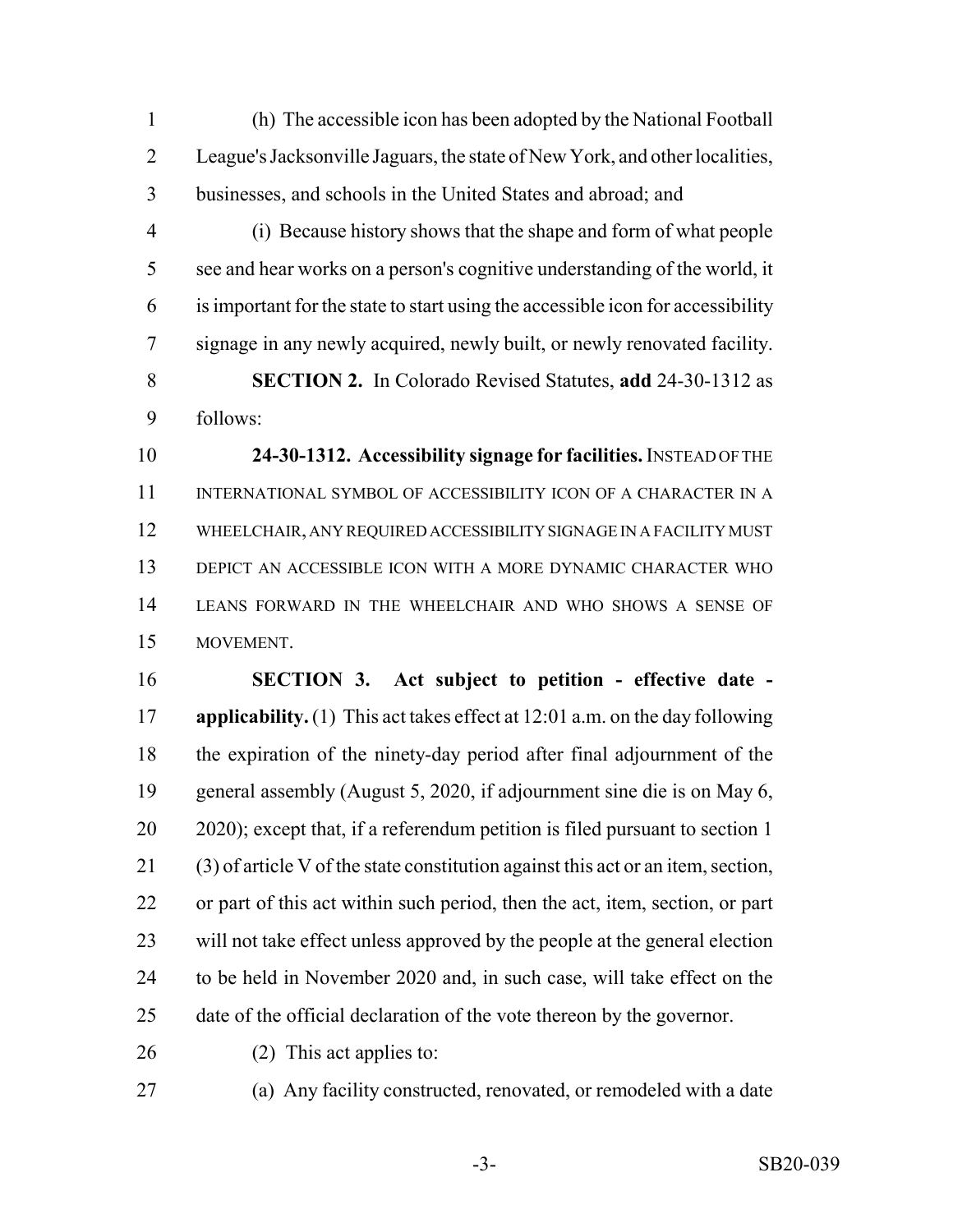(h) The accessible icon has been adopted by the National Football League's Jacksonville Jaguars, the state of New York, and other localities, businesses, and schools in the United States and abroad; and

(i) Because history shows that the shape and form of what people see and hear works on a person's cognitive understanding of the world, it is important for the state to start using the accessible icon for accessibility signage in any newly acquired, newly built, or newly renovated facility.

**SECTION 2.** In Colorado Revised Statutes, **add** 24-30-1312 as follows:

**24-30-1312. Accessibility signage for facilities.** INSTEAD OF THE INTERNATIONAL SYMBOL OF ACCESSIBILITY ICON OF A CHARACTER IN A WHEELCHAIR, ANY REQUIRED ACCESSIBILITY SIGNAGE IN A FACILITY MUST DEPICT AN ACCESSIBLE ICON WITH A MORE DYNAMIC CHARACTER WHO LEANS FORWARD IN THE WHEELCHAIR AND WHO SHOWS A SENSE OF MOVEMENT.

**SECTION 3. Act subject to petition - effective date - applicability.** (1) This act takes effect at 12:01 a.m. on the day following the expiration of the ninety-day period after final adjournment of the general assembly (August 5, 2020, if adjournment sine die is on May 6, 2020); except that, if a referendum petition is filed pursuant to section 1 (3) of article V of the state constitution against this act or an item, section, or part of this act within such period, then the act, item, section, or part will not take effect unless approved by the people at the general election to be held in November 2020 and, in such case, will take effect on the date of the official declaration of the vote thereon by the governor.

(2) This act applies to:

(a) Any facility constructed, renovated, or remodeled with a date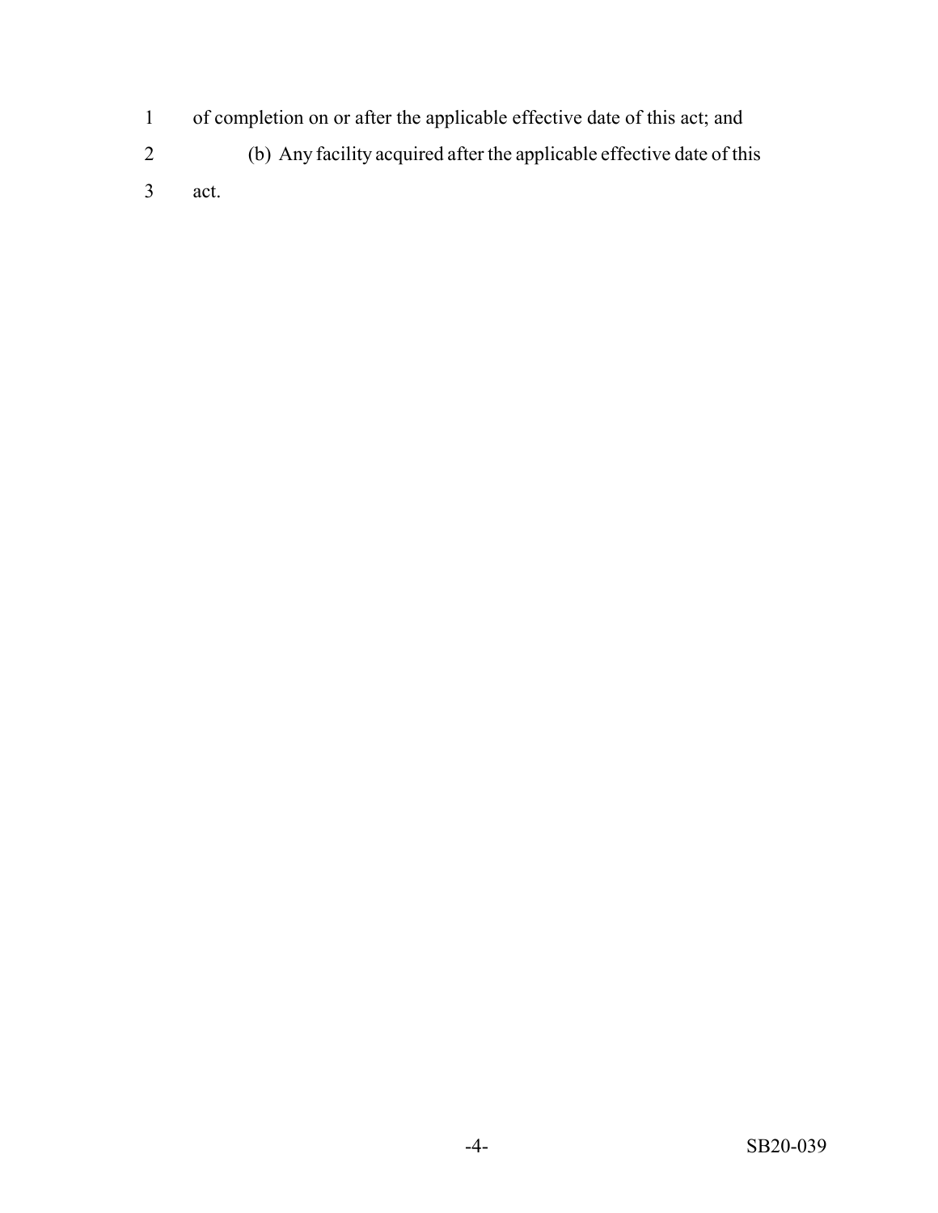of completion on or after the applicable effective date of this act; and

(b) Any facility acquired after the applicable effective date of this act.